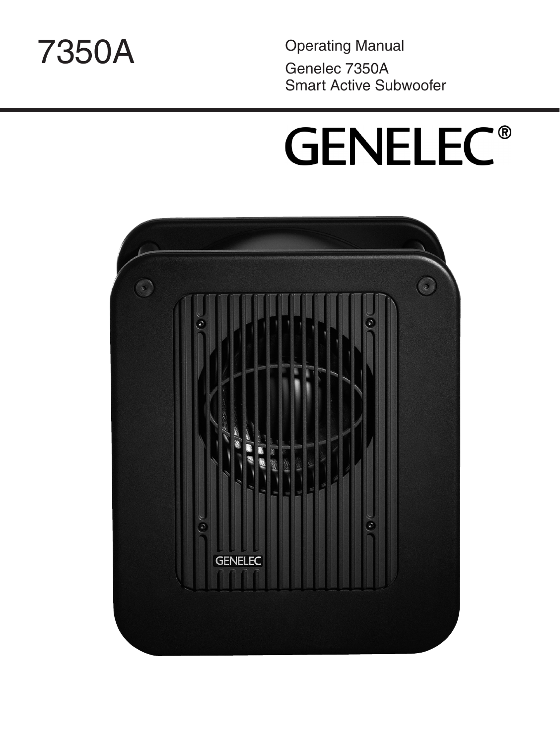# 7350A

Operating Manual

Genelec 7350A
Smart Active Subwoofer

GENELEC®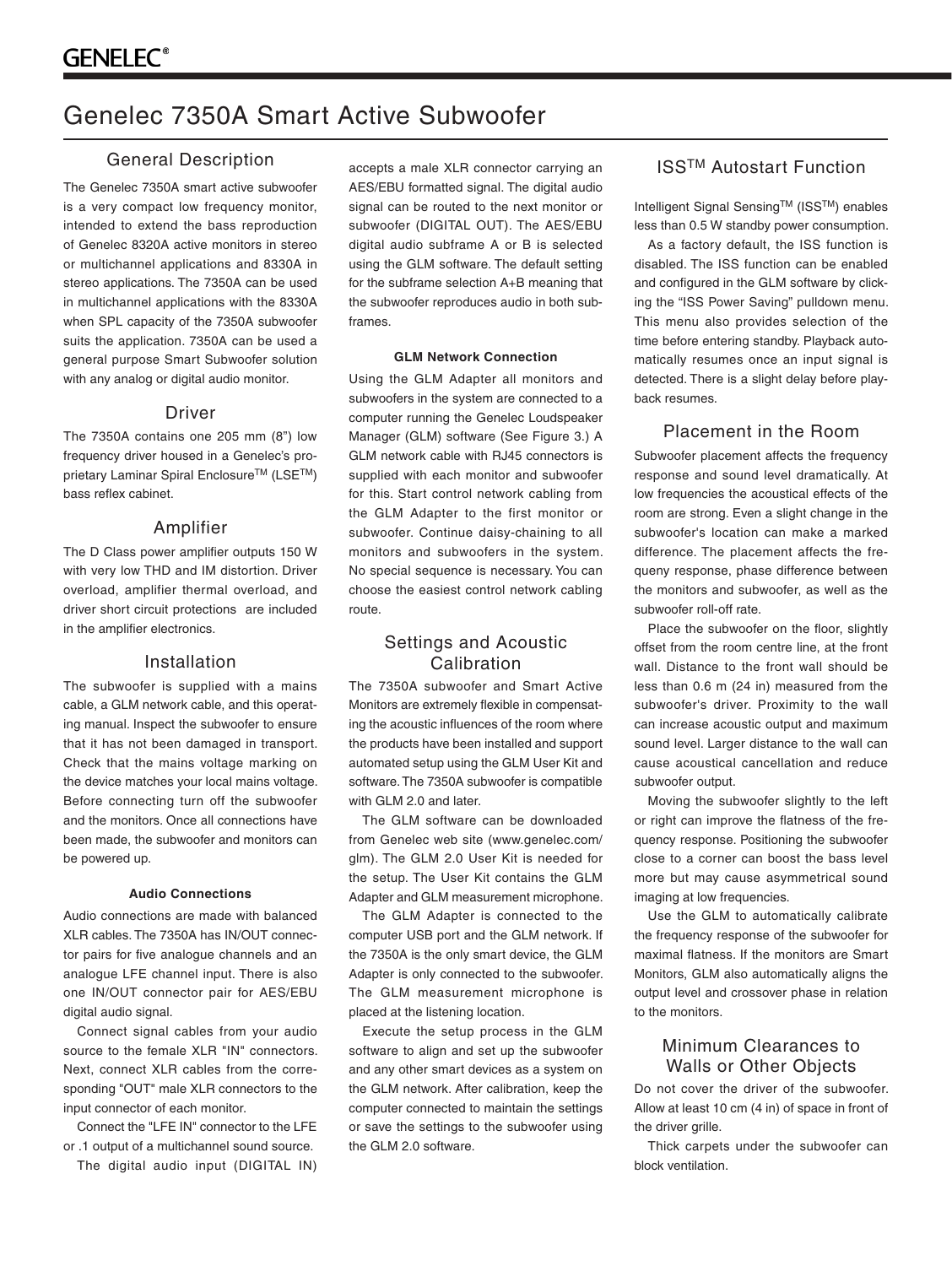# Genelec 7350A Smart Active Subwoofer

## General Description

The Genelec 7350A smart active subwoofer is a very compact low frequency monitor, intended to extend the bass reproduction of Genelec 8320A active monitors in stereo or multichannel applications and 8330A in stereo applications. The 7350A can be used in multichannel applications with the 8330A when SPL capacity of the 7350A subwoofer suits the application. 7350A can be used a general purpose Smart Subwoofer solution with any analog or digital audio monitor.

## Driver

The 7350A contains one 205 mm (8") low frequency driver housed in a Genelec's proprietary Laminar Spiral Enclosure™ (LSE™) bass reflex cabinet.

## Amplifier

The D Class power amplifier outputs 150 W with very low THD and IM distortion. Driver overload, amplifier thermal overload, and driver short circuit protections are included in the amplifier electronics.

## Installation

The subwoofer is supplied with a mains cable, a GLM network cable, and this operating manual. Inspect the subwoofer to ensure that it has not been damaged in transport. Check that the mains voltage marking on the device matches your local mains voltage. Before connecting turn off the subwoofer and the monitors. Once all connections have been made, the subwoofer and monitors can be powered up.

### Audio Connections

Audio connections are made with balanced XLR cables. The 7350A has IN/OUT connector pairs for five analogue channels and an analogue LFE channel input. There is also one IN/OUT connector pair for AES/EBU digital audio signal.

Connect signal cables from your audio source to the female XLR "IN" connectors. Next, connect XLR cables from the corresponding "OUT" male XLR connectors to the input connector of each monitor.

Connect the "LFE IN" connector to the LFE or .1 output of a multichannel sound source.

The digital audio input (DIGITAL IN) accepts a male XLR connector carrying an AES/EBU formatted signal. The digital audio signal can be routed to the next monitor or subwoofer (DIGITAL OUT). The AES/EBU digital audio subframe A or B is selected using the GLM software. The default setting for the subframe selection A+B meaning that the subwoofer reproduces audio in both subframes.

### GLM Network Connection

Using the GLM Adapter all monitors and subwoofers in the system are connected to a computer running the Genelec Loudspeaker Manager (GLM) software (See Figure 3.) A GLM network cable with RJ45 connectors is supplied with each monitor and subwoofer for this. Start control network cabling from the GLM Adapter to the first monitor or subwoofer. Continue daisy-chaining to all monitors and subwoofers in the system. No special sequence is necessary. You can choose the easiest control network cabling route.

## Settings and Acoustic Calibration

The 7350A subwoofer and Smart Active Monitors are extremely flexible in compensating the acoustic influences of the room where the products have been installed and support automated setup using the GLM User Kit and software. The 7350A subwoofer is compatible with GLM 2.0 and later.

The GLM software can be downloaded from Genelec web site (www.genelec.com/glm). The GLM 2.0 User Kit is needed for the setup. The User Kit contains the GLM Adapter and GLM measurement microphone.

The GLM Adapter is connected to the computer USB port and the GLM network. If the 7350A is the only smart device, the GLM Adapter is only connected to the subwoofer. The GLM measurement microphone is placed at the listening location.

Execute the setup process in the GLM software to align and set up the subwoofer and any other smart devices as a system on the GLM network. After calibration, keep the computer connected to maintain the settings or save the settings to the subwoofer using the GLM 2.0 software.

## ISS™ Autostart Function

Intelligent Signal Sensing™ (ISS™) enables less than 0.5 W standby power consumption.

As a factory default, the ISS function is disabled. The ISS function can be enabled and configured in the GLM software by clicking the "ISS Power Saving" pulldown menu. This menu also provides selection of the time before entering standby. Playback automatically resumes once an input signal is detected. There is a slight delay before playback resumes.

## Placement in the Room

Subwoofer placement affects the frequency response and sound level dramatically. At low frequencies the acoustical effects of the room are strong. Even a slight change in the subwoofer's location can make a marked difference. The placement affects the frequeny response, phase difference between the monitors and subwoofer, as well as the subwoofer roll-off rate.

Place the subwoofer on the floor, slightly offset from the room centre line, at the front wall. Distance to the front wall should be less than 0.6 m (24 in) measured from the subwoofer's driver. Proximity to the wall can increase acoustic output and maximum sound level. Larger distance to the wall can cause acoustical cancellation and reduce subwoofer output.

Moving the subwoofer slightly to the left or right can improve the flatness of the frequency response. Positioning the subwoofer close to a corner can boost the bass level more but may cause asymmetrical sound imaging at low frequencies.

Use the GLM to automatically calibrate the frequency response of the subwoofer for maximal flatness. If the monitors are Smart Monitors, GLM also automatically aligns the output level and crossover phase in relation to the monitors.

## Minimum Clearances to Walls or Other Objects

Do not cover the driver of the subwoofer. Allow at least 10 cm (4 in) of space in front of the driver grille.

Thick carpets under the subwoofer can block ventilation.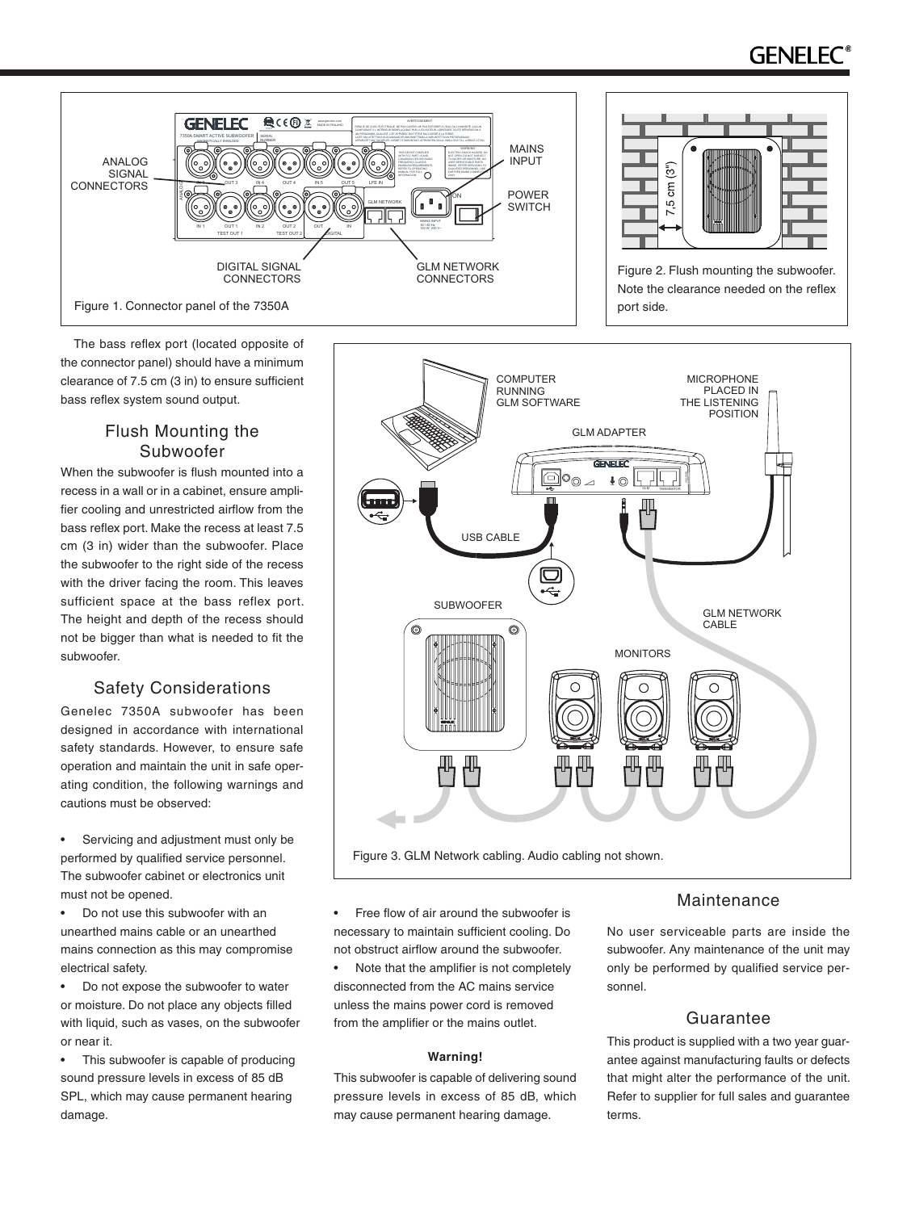Figure 1. Connector panel of the 7350A

Figure 2. Flush mounting the subwoofer. Note the clearance needed on the reflex port side.

The bass reflex port (located opposite of the connector panel) should have a minimum clearance of 7.5 cm (3 in) to ensure sufficient bass reflex system sound output.

## Flush Mounting the Subwoofer

When the subwoofer is flush mounted into a recess in a wall or in a cabinet, ensure amplifier cooling and unrestricted airflow from the bass reflex port. Make the recess at least 7.5 cm (3 in) wider than the subwoofer. Place the subwoofer to the right side of the recess with the driver facing the room. This leaves sufficient space at the bass reflex port. The height and depth of the recess should not be bigger than what is needed to fit the subwoofer.

## Safety Considerations

Genelec 7350A subwoofer has been designed in accordance with international safety standards. However, to ensure safe operation and maintain the unit in safe operating condition, the following warnings and cautions must be observed:

- Servicing and adjustment must only be performed by qualified service personnel. The subwoofer cabinet or electronics unit must not be opened.
- Do not use this subwoofer with an unearthed mains cable or an unearthed mains connection as this may compromise electrical safety.
- Do not expose the subwoofer to water or moisture. Do not place any objects filled with liquid, such as vases, on the subwoofer or near it.
- This subwoofer is capable of producing sound pressure levels in excess of 85 dB SPL, which may cause permanent hearing damage.

Figure 3. GLM Network cabling. Audio cabling not shown.

- Free flow of air around the subwoofer is necessary to maintain sufficient cooling. Do not obstruct airflow around the subwoofer.
- Note that the amplifier is not completely disconnected from the AC mains service unless the mains power cord is removed from the amplifier or the mains outlet.

**Warning!**

This subwoofer is capable of delivering sound pressure levels in excess of 85 dB, which may cause permanent hearing damage.

## Maintenance

No user serviceable parts are inside the subwoofer. Any maintenance of the unit may only be performed by qualified service personnel.

## Guarantee

This product is supplied with a two year guarantee against manufacturing faults or defects that might alter the performance of the unit. Refer to supplier for full sales and guarantee terms.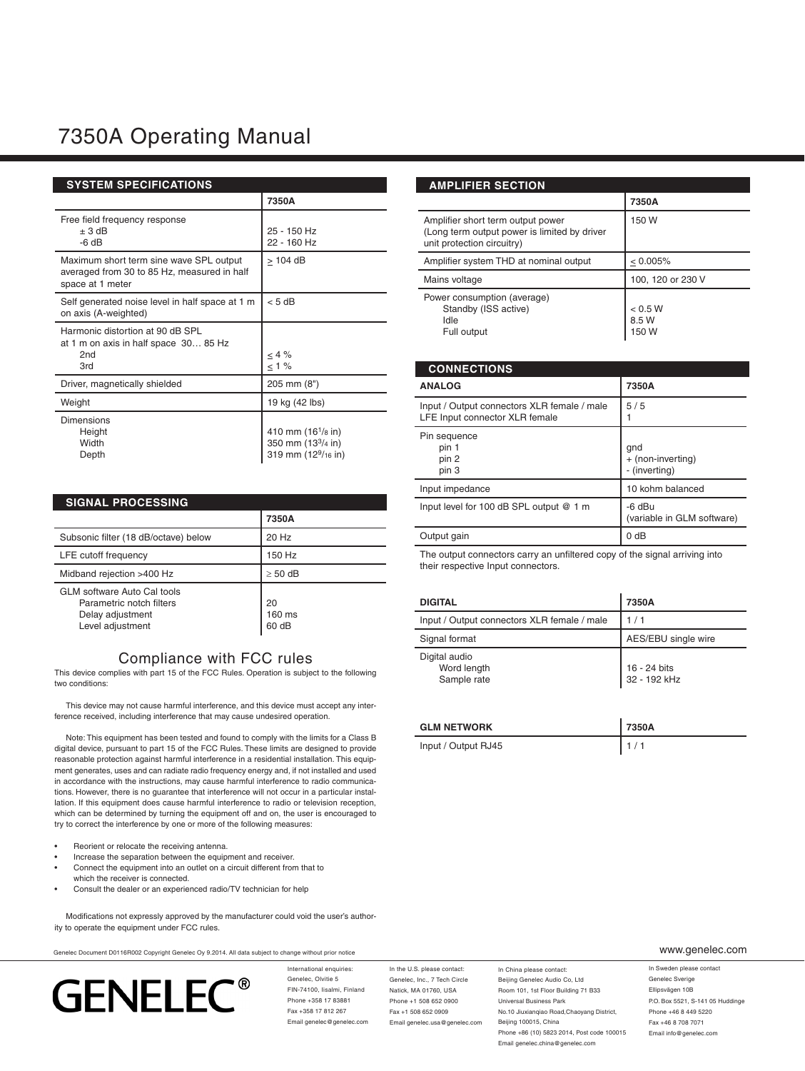# 7350A Operating Manual

## SYSTEM SPECIFICATIONS

| | 7350A |
|---|---|
| Free field frequency response<br>± 3 dB<br>-6 dB | <br>25 - 150 Hz<br>22 - 160 Hz |
| Maximum short term sine wave SPL output averaged from 30 to 85 Hz, measured in half space at 1 meter | ≥ 104 dB |
| Self generated noise level in half space at 1 m on axis (A-weighted) | < 5 dB |
| Harmonic distortion at 90 dB SPL at 1 m on axis in half space 30… 85 Hz<br>2nd<br>3rd | <br><br>≤ 4 %<br>≤ 1 % |
| Driver, magnetically shielded | 205 mm (8") |
| Weight | 19 kg (42 lbs) |
| Dimensions<br>Height<br>Width<br>Depth | <br>410 mm (16 1/8 in)<br>350 mm (13 3/4 in)<br>319 mm (12 9/16 in) |

## SIGNAL PROCESSING

| | 7350A |
|---|---|
| Subsonic filter (18 dB/octave) below | 20 Hz |
| LFE cutoff frequency | 150 Hz |
| Midband rejection >400 Hz | ≥ 50 dB |
| GLM software Auto Cal tools<br>Parametric notch filters<br>Delay adjustment<br>Level adjustment | <br>20<br>160 ms<br>60 dB |

## Compliance with FCC rules

This device complies with part 15 of the FCC Rules. Operation is subject to the following two conditions:

This device may not cause harmful interference, and this device must accept any interference received, including interference that may cause undesired operation.

Note: This equipment has been tested and found to comply with the limits for a Class B digital device, pursuant to part 15 of the FCC Rules. These limits are designed to provide reasonable protection against harmful interference in a residential installation. This equipment generates, uses and can radiate radio frequency energy and, if not installed and used in accordance with the instructions, may cause harmful interference to radio communications. However, there is no guarantee that interference will not occur in a particular installation. If this equipment does cause harmful interference to radio or television reception, which can be determined by turning the equipment off and on, the user is encouraged to try to correct the interference by one or more of the following measures:

- Reorient or relocate the receiving antenna.
- Increase the separation between the equipment and receiver.
- Connect the equipment into an outlet on a circuit different from that to which the receiver is connected.
- Consult the dealer or an experienced radio/TV technician for help

Modifications not expressly approved by the manufacturer could void the user's authority to operate the equipment under FCC rules.

## AMPLIFIER SECTION

| | 7350A |
|---|---|
| Amplifier short term output power (Long term output power is limited by driver unit protection circuitry) | 150 W |
| Amplifier system THD at nominal output | ≤ 0.005% |
| Mains voltage | 100, 120 or 230 V |
| Power consumption (average)<br>Standby (ISS active)<br>Idle<br>Full output | <br>< 0.5 W<br>8.5 W<br>150 W |

## CONNECTIONS

| ANALOG | 7350A |
|---|---|
| Input / Output connectors XLR female / male<br>LFE Input connector XLR female | 5 / 5<br>1 |
| Pin sequence<br>pin 1<br>pin 2<br>pin 3 | <br>gnd<br>+ (non-inverting)<br>- (inverting) |
| Input impedance | 10 kohm balanced |
| Input level for 100 dB SPL output @ 1 m | -6 dBu<br>(variable in GLM software) |
| Output gain | 0 dB |

The output connectors carry an unfiltered copy of the signal arriving into their respective Input connectors.

| DIGITAL | 7350A |
|---|---|
| Input / Output connectors XLR female / male | 1 / 1 |
| Signal format | AES/EBU single wire |
| Digital audio<br>Word length<br>Sample rate | <br>16 - 24 bits<br>32 - 192 kHz |

| GLM NETWORK | 7350A |
|---|---|
| Input / Output RJ45 | 1 / 1 |

Genelec Document D0116R002 Copyright Genelec Oy 9.2014. All data subject to change without notice

www.genelec.com

GENELEC®

International enquiries:
Genelec, Olvitie 5
FIN-74100, Iisalmi, Finland
Phone +358 17 83881
Fax +358 17 812 267
Email genelec@genelec.com

In the U.S. please contact:
Genelec, Inc., 7 Tech Circle
Natick, MA 01760, USA
Phone +1 508 652 0900
Fax +1 508 652 0909
Email genelec.usa@genelec.com

In China please contact:
Beijing Genelec Audio Co, Ltd
Room 101, 1st Floor Building 71 B33
Universal Business Park
No.10 Jiuxianqiao Road,Chaoyang District,
Beijing 100015, China
Phone +86 (10) 5823 2014, Post code 100015
Email genelec.china@genelec.com

In Sweden please contact
Genelec Sverige
Ellipsvägen 10B
P.O. Box 5521, S-141 05 Huddinge
Phone +46 8 449 5220
Fax +46 8 708 7071
Email info@genelec.com